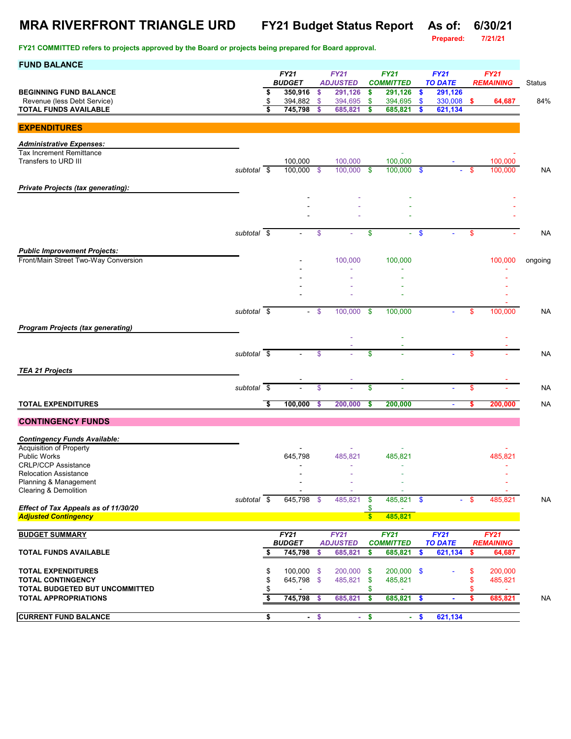# MRA RIVERFRONT TRIANGLE URD — FY21 Budget Status Report — As of: 6/30/21

Prepared: 7/21/21

**FY21 COMMITTED refers to projects approved by the Board or projects being prepared for Board approval.**

## FUND BALANCE

| | | FY21 BUDGET | FY21 ADJUSTED | FY21 COMMITTED | FY21 TO DATE | FY21 REMAINING | Status |
|---|---|---|---|---|---|---|---|
| **BEGINNING FUND BALANCE** | | $ 350,916 | $ 291,126 | $ 291,126 | $ 291,126 | | |
| Revenue (less Debt Service) | | $ 394,882 | $ 394,695 | $ 394,695 | $ 330,008 | $ 64,687 | 84% |
| **TOTAL FUNDS AVAILABLE** | | $ 745,798 | $ 685,821 | $ 685,821 | $ 621,134 | | |

## EXPENDITURES

| | | FY21 BUDGET | FY21 ADJUSTED | FY21 COMMITTED | FY21 TO DATE | FY21 REMAINING | Status |
|---|---|---|---|---|---|---|---|
| ***Administrative Expenses:*** | | | | | | | |
| Tax Increment Remittance | | | | - | | - | |
| Transfers to URD III | | 100,000 | 100,000 | 100,000 | - | 100,000 | |
| | *subtotal* | $ 100,000 | $ 100,000 | $ 100,000 | $ - | $ 100,000 | NA |
| ***Private Projects (tax generating):*** | | | | | | | |
| | | - | - | - | | - | |
| | | - | - | - | | - | |
| | | - | - | - | | - | |
| | *subtotal* | $ - | $ - | $ - | $ - | $ - | NA |
| ***Public Improvement Projects:*** | | | | | | | |
| Front/Main Street Two-Way Conversion | | - | 100,000 | 100,000 | | 100,000 | ongoing |
| | | - | - | - | | - | |
| | | - | - | - | | - | |
| | | - | - | - | | - | |
| | | - | - | - | | - | |
| | *subtotal* | $ - | $ 100,000 | $ 100,000 | - | $ 100,000 | NA |
| ***Program Projects (tax generating)*** | | | | | | | |
| | | | - | - | | - | |
| | | | - | - | | - | |
| | *subtotal* | $ - | $ - | $ - | - | $ - | NA |
| ***TEA 21 Projects*** | | | | | | | |
| | | - | - | - | | - | |
| | *subtotal* | $ - | $ - | $ - | - | $ - | NA |
| **TOTAL EXPENDITURES** | | $ 100,000 | $ 200,000 | $ 200,000 | - | $ 200,000 | NA |

## CONTINGENCY FUNDS

| | | FY21 BUDGET | FY21 ADJUSTED | FY21 COMMITTED | FY21 TO DATE | FY21 REMAINING | Status |
|---|---|---|---|---|---|---|---|
| ***Contingency Funds Available:*** | | | | | | | |
| Acquisition of Property | | - | - | - | | - | |
| Public Works | | 645,798 | 485,821 | 485,821 | | 485,821 | |
| CRLP/CCP Assistance | | - | - | - | | - | |
| Relocation Assistance | | - | - | - | | - | |
| Planning & Management | | - | - | - | | - | |
| Clearing & Demolition | | - | - | - | | - | |
| | *subtotal* | $ 645,798 | $ 485,821 | $ 485,821 | $ - | $ 485,821 | NA |
| ***Effect of Tax Appeals as of 11/30/20*** | | | | $ - | | | |
| ***Adjusted Contingency*** | | | | $ 485,821 | | | |

## BUDGET SUMMARY

| | FY21 BUDGET | FY21 ADJUSTED | FY21 COMMITTED | FY21 TO DATE | FY21 REMAINING | |
|---|---|---|---|---|---|---|
| **TOTAL FUNDS AVAILABLE** | $ 745,798 | $ 685,821 | $ 685,821 | $ 621,134 | $ 64,687 | |
| **TOTAL EXPENDITURES** | $ 100,000 | $ 200,000 | $ 200,000 | $ - | $ 200,000 | |
| **TOTAL CONTINGENCY** | $ 645,798 | $ 485,821 | $ 485,821 | | $ 485,821 | |
| **TOTAL BUDGETED BUT UNCOMMITTED** | $ - | | $ - | | $ - | |
| **TOTAL APPROPRIATIONS** | $ 745,798 | $ 685,821 | $ 685,821 | $ - | $ 685,821 | NA |
| **CURRENT FUND BALANCE** | $ - | $ - | $ - | $ 621,134 | | |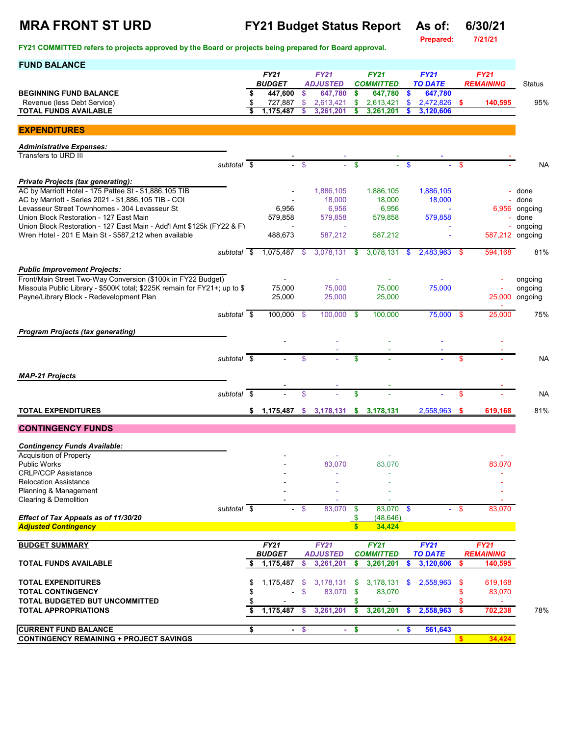# MRA FRONT ST URD

## FY21 Budget Status Report

**As of:** 6/30/21

**Prepared:** 7/21/21

**FY21 COMMITTED refers to projects approved by the Board or projects being prepared for Board approval.**

## FUND BALANCE

| | FY21 BUDGET | FY21 ADJUSTED | FY21 COMMITTED | FY21 TO DATE | FY21 REMAINING | Status |
|---|---|---|---|---|---|---|
| **BEGINNING FUND BALANCE** | $ 447,600 | $ 647,780 | $ 647,780 | $ 647,780 | | |
| Revenue (less Debt Service) | $ 727,887 | $ 2,613,421 | $ 2,613,421 | $ 2,472,826 | $ 140,595 | 95% |
| **TOTAL FUNDS AVAILABLE** | $ 1,175,487 | $ 3,261,201 | $ 3,261,201 | $ 3,120,606 | | |

## EXPENDITURES

| | FY21 BUDGET | FY21 ADJUSTED | FY21 COMMITTED | FY21 TO DATE | FY21 REMAINING | Status |
|---|---|---|---|---|---|---|
| ***Administrative Expenses:*** | | | | | | |
| Transfers to URD III | - | - | - | - | - | |
| *subtotal* | $ - | $ - | $ - | $ - | $ - | NA |
| ***Private Projects (tax generating):*** | | | | | | |
| AC by Marriott Hotel - 175 Pattee St - $1,886,105 TIB | - | 1,886,105 | 1,886,105 | 1,886,105 | - | done |
| AC by Marriott - Series 2021 - $1,886,105 TIB - COI | - | 18,000 | 18,000 | 18,000 | - | done |
| Levasseur Street Townhomes - 304 Levasseur St | 6,956 | 6,956 | 6,956 | - | 6,956 | ongoing |
| Union Block Restoration - 127 East Main | 579,858 | 579,858 | 579,858 | 579,858 | - | done |
| Union Block Restoration - 127 East Main - Add'l Amt $125k (FY22 & FY | - | - | | - | - | ongoing |
| Wren Hotel - 201 E Main St - $587,212 when available | 488,673 | 587,212 | 587,212 | - | 587,212 | ongoing |
| *subtotal* | $ 1,075,487 | $ 3,078,131 | $ 3,078,131 | $ 2,483,963 | $ 594,168 | 81% |
| ***Public Improvement Projects:*** | | | | | | |
| Front/Main Street Two-Way Conversion ($100k in FY22 Budget) | - | - | - | - | - | ongoing |
| Missoula Public Library - $500K total; $225K remain for FY21+; up to $ | 75,000 | 75,000 | 75,000 | 75,000 | - | ongoing |
| Payne/Library Block - Redevelopment Plan | 25,000 | 25,000 | 25,000 | | 25,000 | ongoing |
| *subtotal* | $ 100,000 | $ 100,000 | $ 100,000 | 75,000 | $ 25,000 | 75% |
| ***Program Projects (tax generating)*** | | | | | | |
| | - | - | - | - | - | |
| *subtotal* | $ - | $ - | $ - | - | $ - | NA |
| ***MAP-21 Projects*** | | | | | | |
| | - | - | - | | - | |
| *subtotal* | $ - | $ - | $ - | - | $ - | NA |
| **TOTAL EXPENDITURES** | $ 1,175,487 | $ 3,178,131 | $ 3,178,131 | 2,558,963 | $ 619,168 | 81% |

## CONTINGENCY FUNDS

| | FY21 BUDGET | FY21 ADJUSTED | FY21 COMMITTED | FY21 TO DATE | FY21 REMAINING |
|---|---|---|---|---|---|
| ***Contingency Funds Available:*** | | | | | |
| Acquisition of Property | - | - | - | | - |
| Public Works | - | 83,070 | 83,070 | | 83,070 |
| CRLP/CCP Assistance | - | - | - | | - |
| Relocation Assistance | - | - | - | | - |
| Planning & Management | - | - | - | | - |
| Clearing & Demolition | - | - | - | | - |
| *subtotal* | $ - | $ 83,070 | $ 83,070 | $ - | $ 83,070 |
| ***Effect of Tax Appeals as of 11/30/20*** | | | $ (48,646) | | |
| ***Adjusted Contingency*** | | | $ 34,424 | | |

## BUDGET SUMMARY

| | FY21 BUDGET | FY21 ADJUSTED | FY21 COMMITTED | FY21 TO DATE | FY21 REMAINING | |
|---|---|---|---|---|---|---|
| **TOTAL FUNDS AVAILABLE** | $ 1,175,487 | $ 3,261,201 | $ 3,261,201 | $ 3,120,606 | $ 140,595 | |
| **TOTAL EXPENDITURES** | $ 1,175,487 | $ 3,178,131 | $ 3,178,131 | $ 2,558,963 | $ 619,168 | |
| **TOTAL CONTINGENCY** | $ - | $ 83,070 | $ 83,070 | | $ 83,070 | |
| **TOTAL BUDGETED BUT UNCOMMITTED** | $ - | | $ - | | $ - | |
| **TOTAL APPROPRIATIONS** | $ 1,175,487 | $ 3,261,201 | $ 3,261,201 | $ 2,558,963 | $ 702,238 | 78% |
| **CURRENT FUND BALANCE** | $ - | $ - | $ - | $ 561,643 | | |
| **CONTINGENCY REMAINING + PROJECT SAVINGS** | | | | | $ 34,424 | |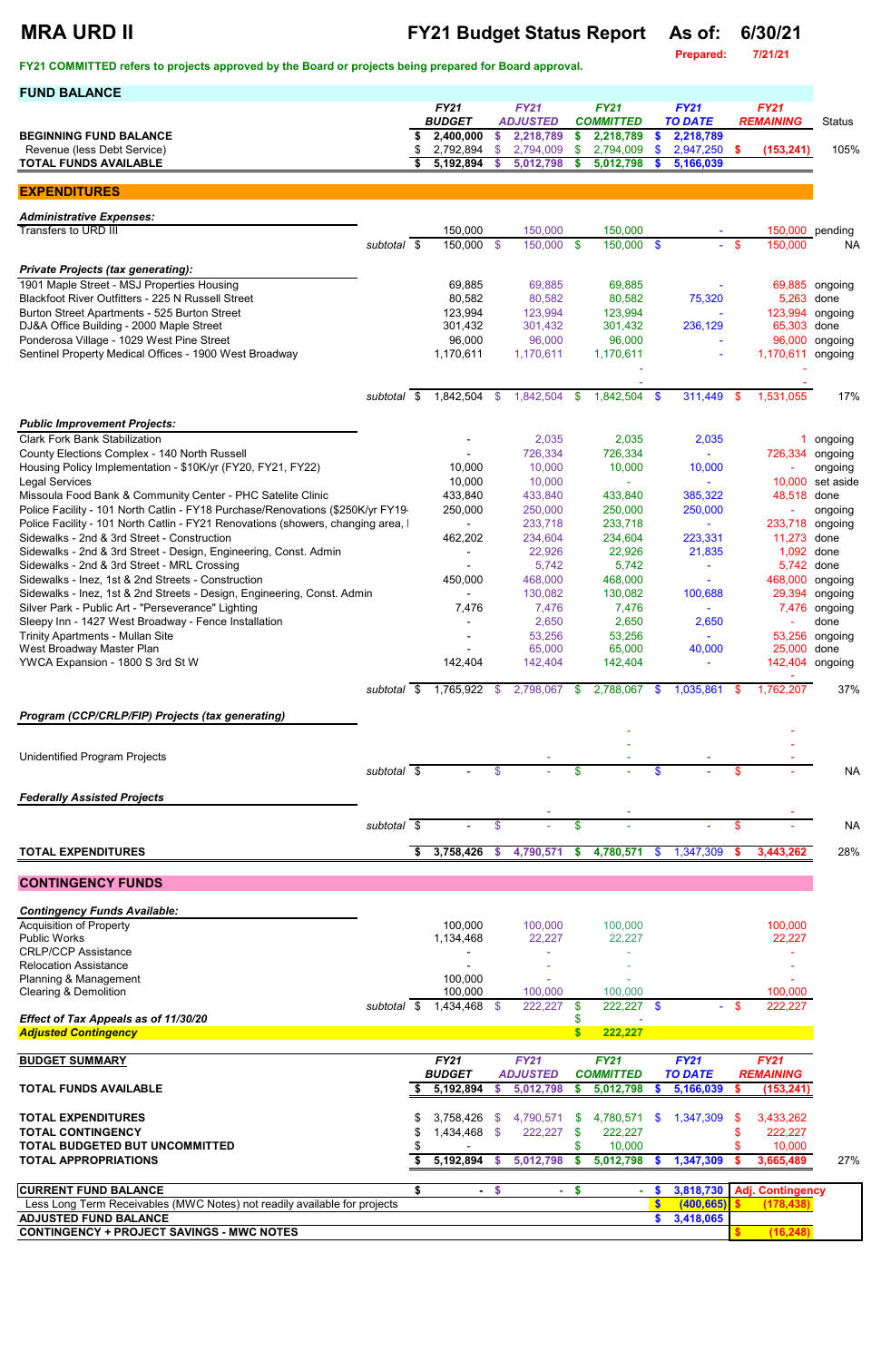# MRA URD II

## FY21 Budget Status Report

**As of: 6/30/21**

Prepared: 7/21/21

**FY21 COMMITTED refers to projects approved by the Board or projects being prepared for Board approval.**

## FUND BALANCE

| | FY21 BUDGET | FY21 ADJUSTED | FY21 COMMITTED | FY21 TO DATE | FY21 REMAINING | Status |
|---|---|---|---|---|---|---|
| **BEGINNING FUND BALANCE** | $ 2,400,000 | $ 2,218,789 | $ 2,218,789 | $ 2,218,789 | | |
| Revenue (less Debt Service) | $ 2,792,894 | $ 2,794,009 | $ 2,794,009 | $ 2,947,250 | $ (153,241) | 105% |
| **TOTAL FUNDS AVAILABLE** | $ 5,192,894 | $ 5,012,798 | $ 5,012,798 | $ 5,166,039 | | |

## EXPENDITURES

| | FY21 BUDGET | FY21 ADJUSTED | FY21 COMMITTED | FY21 TO DATE | FY21 REMAINING | Status |
|---|---|---|---|---|---|---|
| ***Administrative Expenses:*** | | | | | | |
| Transfers to URD III | 150,000 | 150,000 | 150,000 | - | 150,000 | pending |
| *subtotal* | $ 150,000 | $ 150,000 | $ 150,000 | $ - | $ 150,000 | NA |
| ***Private Projects (tax generating):*** | | | | | | |
| 1901 Maple Street - MSJ Properties Housing | 69,885 | 69,885 | 69,885 | - | 69,885 | ongoing |
| Blackfoot River Outfitters - 225 N Russell Street | 80,582 | 80,582 | 80,582 | 75,320 | 5,263 | done |
| Burton Street Apartments - 525 Burton Street | 123,994 | 123,994 | 123,994 | - | 123,994 | ongoing |
| DJ&A Office Building - 2000 Maple Street | 301,432 | 301,432 | 301,432 | 236,129 | 65,303 | done |
| Ponderosa Village - 1029 West Pine Street | 96,000 | 96,000 | 96,000 | - | 96,000 | ongoing |
| Sentinel Property Medical Offices - 1900 West Broadway | 1,170,611 | 1,170,611 | 1,170,611 | - | 1,170,611 | ongoing |
| | | | - | | - | |
| | | | - | | - | |
| *subtotal* | $ 1,842,504 | $ 1,842,504 | $ 1,842,504 | $ 311,449 | $ 1,531,055 | 17% |
| ***Public Improvement Projects:*** | | | | | | |
| Clark Fork Bank Stabilization | - | 2,035 | 2,035 | 2,035 | 1 | ongoing |
| County Elections Complex - 140 North Russell | - | 726,334 | 726,334 | - | 726,334 | ongoing |
| Housing Policy Implementation - $10K/yr (FY20, FY21, FY22) | 10,000 | 10,000 | 10,000 | 10,000 | - | ongoing |
| Legal Services | 10,000 | 10,000 | - | - | 10,000 | set aside |
| Missoula Food Bank & Community Center - PHC Satelite Clinic | 433,840 | 433,840 | 433,840 | 385,322 | 48,518 | done |
| Police Facility - 101 North Catlin - FY18 Purchase/Renovations ($250K/yr FY19- | 250,000 | 250,000 | 250,000 | 250,000 | - | ongoing |
| Police Facility - 101 North Catlin - FY21 Renovations (showers, changing area, l | - | 233,718 | 233,718 | - | 233,718 | ongoing |
| Sidewalks - 2nd & 3rd Street - Construction | 462,202 | 234,604 | 234,604 | 223,331 | 11,273 | done |
| Sidewalks - 2nd & 3rd Street - Design, Engineering, Const. Admin | - | 22,926 | 22,926 | 21,835 | 1,092 | done |
| Sidewalks - 2nd & 3rd Street - MRL Crossing | - | 5,742 | 5,742 | - | 5,742 | done |
| Sidewalks - Inez, 1st & 2nd Streets - Construction | 450,000 | 468,000 | 468,000 | - | 468,000 | ongoing |
| Sidewalks - Inez, 1st & 2nd Streets - Design, Engineering, Const. Admin | - | 130,082 | 130,082 | 100,688 | 29,394 | ongoing |
| Silver Park - Public Art - "Perseverance" Lighting | 7,476 | 7,476 | 7,476 | - | 7,476 | ongoing |
| Sleepy Inn - 1427 West Broadway - Fence Installation | - | 2,650 | 2,650 | 2,650 | - | done |
| Trinity Apartments - Mullan Site | - | 53,256 | 53,256 | - | 53,256 | ongoing |
| West Broadway Master Plan | - | 65,000 | 65,000 | 40,000 | 25,000 | done |
| YWCA Expansion - 1800 S 3rd St W | 142,404 | 142,404 | 142,404 | - | 142,404 | ongoing |
| | | | | | - | |
| *subtotal* | $ 1,765,922 | $ 2,798,067 | $ 2,788,067 | $ 1,035,861 | $ 1,762,207 | 37% |
| ***Program (CCP/CRLP/FIP) Projects (tax generating)*** | | | | | | |
| | | | - | | - | |
| | | | - | | - | |
| Unidentified Program Projects | | - | - | - | - | |
| *subtotal* | $ - | $ - | $ - | $ - | $ - | NA |
| ***Federally Assisted Projects*** | | | | | | |
| | | - | - | | - | |
| *subtotal* | $ - | $ - | $ - | - | $ - | NA |
| **TOTAL EXPENDITURES** | $ 3,758,426 | $ 4,790,571 | $ 4,780,571 | $ 1,347,309 | $ 3,443,262 | 28% |

## CONTINGENCY FUNDS

| | FY21 BUDGET | FY21 ADJUSTED | FY21 COMMITTED | FY21 TO DATE | FY21 REMAINING | |
|---|---|---|---|---|---|---|
| ***Contingency Funds Available:*** | | | | | | |
| Acquisition of Property | 100,000 | 100,000 | 100,000 | | 100,000 | |
| Public Works | 1,134,468 | 22,227 | 22,227 | | 22,227 | |
| CRLP/CCP Assistance | - | - | - | | - | |
| Relocation Assistance | - | - | - | | - | |
| Planning & Management | 100,000 | - | - | | - | |
| Clearing & Demolition | 100,000 | 100,000 | 100,000 | | 100,000 | |
| *subtotal* | $ 1,434,468 | $ 222,227 | $ 222,227 | $ - | $ 222,227 | |
| ***Effect of Tax Appeals as of 11/30/20*** | | | $ - | | | |
| ***Adjusted Contingency*** | | | $ 222,227 | | | |

## BUDGET SUMMARY

| | FY21 BUDGET | FY21 ADJUSTED | FY21 COMMITTED | FY21 TO DATE | FY21 REMAINING | |
|---|---|---|---|---|---|---|
| **TOTAL FUNDS AVAILABLE** | $ 5,192,894 | $ 5,012,798 | $ 5,012,798 | $ 5,166,039 | $ (153,241) | |
| **TOTAL EXPENDITURES** | $ 3,758,426 | $ 4,790,571 | $ 4,780,571 | $ 1,347,309 | $ 3,433,262 | |
| **TOTAL CONTINGENCY** | $ 1,434,468 | $ 222,227 | $ 222,227 | | $ 222,227 | |
| **TOTAL BUDGETED BUT UNCOMMITTED** | $ - | | $ 10,000 | | $ 10,000 | |
| **TOTAL APPROPRIATIONS** | $ 5,192,894 | $ 5,012,798 | $ 5,012,798 | $ 1,347,309 | $ 3,665,489 | 27% |

| | | | | | |
|---|---|---|---|---|---|
| **CURRENT FUND BALANCE** | $ - | $ - | $ - | $ 3,818,730 | **Adj. Contingency** |
| Less Long Term Receivables (MWC Notes) not readily available for projects | | | | $ (400,665) | $ (178,438) |
| **ADJUSTED FUND BALANCE** | | | | $ 3,418,065 | |
| **CONTINGENCY + PROJECT SAVINGS - MWC NOTES** | | | | | $ (16,248) |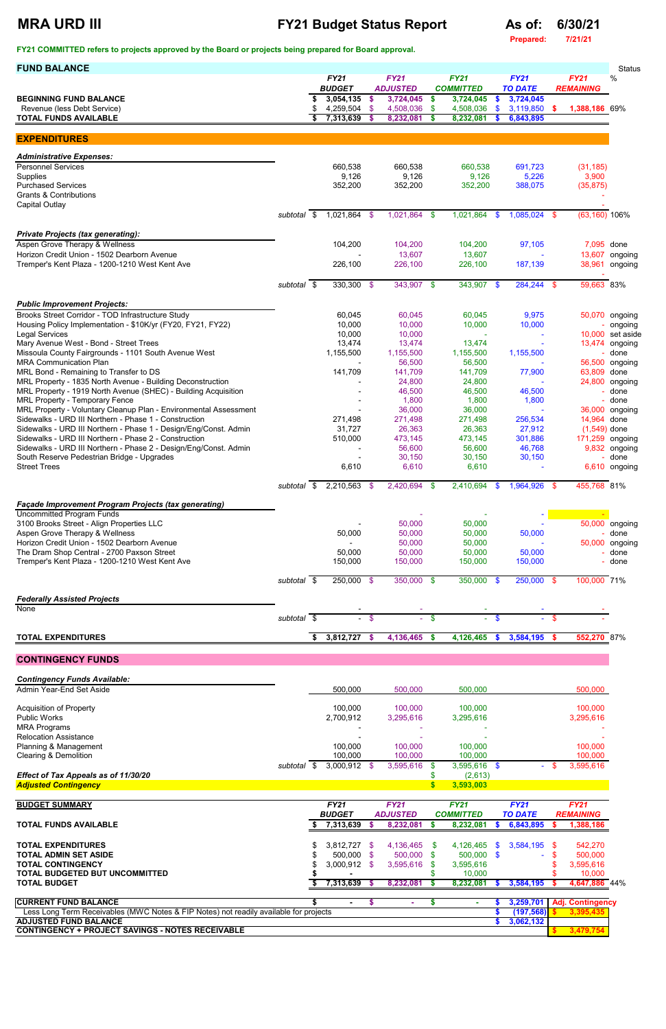# MRA URD III

## FY21 Budget Status Report

**As of:** 6/30/21
**Prepared:** 7/21/21

**FY21 COMMITTED refers to projects approved by the Board or projects being prepared for Board approval.**

## FUND BALANCE

| | | FY21 BUDGET | FY21 ADJUSTED | FY21 COMMITTED | FY21 TO DATE | FY21 REMAINING | Status % |
|---|---|---|---|---|---|---|---|
| **BEGINNING FUND BALANCE** | | $ 3,054,135 | $ 3,724,045 | $ 3,724,045 | $ 3,724,045 | | |
| Revenue (less Debt Service) | | $ 4,259,504 | $ 4,508,036 | $ 4,508,036 | $ 3,119,850 | $ 1,388,186 | 69% |
| **TOTAL FUNDS AVAILABLE** | | $ 7,313,639 | $ 8,232,081 | $ 8,232,081 | $ 6,843,895 | | |

## EXPENDITURES

| | | FY21 BUDGET | FY21 ADJUSTED | FY21 COMMITTED | FY21 TO DATE | FY21 REMAINING | Status |
|---|---|---|---|---|---|---|---|
| ***Administrative Expenses:*** | | | | | | | |
| Personnel Services | | 660,538 | 660,538 | 660,538 | 691,723 | (31,185) | |
| Supplies | | 9,126 | 9,126 | 9,126 | 5,226 | 3,900 | |
| Purchased Services | | 352,200 | 352,200 | 352,200 | 388,075 | (35,875) | |
| Grants & Contributions | | | | | | - | |
| Capital Outlay | | | | | | - | |
| | subtotal | $ 1,021,864 | $ 1,021,864 | $ 1,021,864 | $ 1,085,024 | $ (63,160) | 106% |
| ***Private Projects (tax generating):*** | | | | | | | |
| Aspen Grove Therapy & Wellness | | 104,200 | 104,200 | 104,200 | 97,105 | 7,095 | done |
| Horizon Credit Union - 1502 Dearborn Avenue | | - | 13,607 | 13,607 | - | 13,607 | ongoing |
| Tremper's Kent Plaza - 1200-1210 West Kent Ave | | 226,100 | 226,100 | 226,100 | 187,139 | 38,961 | ongoing |
| | | | | | | - | |
| | subtotal | $ 330,300 | $ 343,907 | $ 343,907 | $ 284,244 | $ 59,663 | 83% |
| ***Public Improvement Projects:*** | | | | | | | |
| Brooks Street Corridor - TOD Infrastructure Study | | 60,045 | 60,045 | 60,045 | 9,975 | 50,070 | ongoing |
| Housing Policy Implementation - $10K/yr (FY20, FY21, FY22) | | 10,000 | 10,000 | 10,000 | 10,000 | - | ongoing |
| Legal Services | | 10,000 | 10,000 | - | - | 10,000 | set aside |
| Mary Avenue West - Bond - Street Trees | | 13,474 | 13,474 | 13,474 | - | 13,474 | ongoing |
| Missoula County Fairgrounds - 1101 South Avenue West | | 1,155,500 | 1,155,500 | 1,155,500 | 1,155,500 | - | done |
| MRA Communication Plan | | - | 56,500 | 56,500 | - | 56,500 | ongoing |
| MRL Bond - Remaining to Transfer to DS | | 141,709 | 141,709 | 141,709 | 77,900 | 63,809 | done |
| MRL Property - 1835 North Avenue - Building Deconstruction | | - | 24,800 | 24,800 | - | 24,800 | ongoing |
| MRL Property - 1919 North Avenue (SHEC) - Building Acquisition | | - | 46,500 | 46,500 | 46,500 | - | done |
| MRL Property - Temporary Fence | | - | 1,800 | 1,800 | 1,800 | - | done |
| MRL Property - Voluntary Cleanup Plan - Environmental Assessment | | - | 36,000 | 36,000 | - | 36,000 | ongoing |
| Sidewalks - URD III Northern - Phase 1 - Construction | | 271,498 | 271,498 | 271,498 | 256,534 | 14,964 | done |
| Sidewalks - URD III Northern - Phase 1 - Design/Eng/Const. Admin | | 31,727 | 26,363 | 26,363 | 27,912 | (1,549) | done |
| Sidewalks - URD III Northern - Phase 2 - Construction | | 510,000 | 473,145 | 473,145 | 301,886 | 171,259 | ongoing |
| Sidewalks - URD III Northern - Phase 2 - Design/Eng/Const. Admin | | - | 56,600 | 56,600 | 46,768 | 9,832 | ongoing |
| South Reserve Pedestrian Bridge - Upgrades | | - | 30,150 | 30,150 | 30,150 | - | done |
| Street Trees | | 6,610 | 6,610 | 6,610 | - | 6,610 | ongoing |
| | subtotal | $ 2,210,563 | $ 2,420,694 | $ 2,410,694 | $ 1,964,926 | $ 455,768 | 81% |
| ***Façade Improvement Program Projects (tax generating)*** | | | | | | | |
| Uncommitted Program Funds | | | - | - | - | - | |
| 3100 Brooks Street - Align Properties LLC | | - | 50,000 | 50,000 | - | 50,000 | ongoing |
| Aspen Grove Therapy & Wellness | | 50,000 | 50,000 | 50,000 | 50,000 | - | done |
| Horizon Credit Union - 1502 Dearborn Avenue | | - | 50,000 | 50,000 | - | 50,000 | ongoing |
| The Dram Shop Central - 2700 Paxson Street | | 50,000 | 50,000 | 50,000 | 50,000 | - | done |
| Tremper's Kent Plaza - 1200-1210 West Kent Ave | | 150,000 | 150,000 | 150,000 | 150,000 | - | done |
| | subtotal | $ 250,000 | $ 350,000 | $ 350,000 | $ 250,000 | $ 100,000 | 71% |
| ***Federally Assisted Projects*** | | | | | | | |
| None | | - | - | - | - | - | |
| | subtotal | $ - | $ - | $ - | $ - | $ - | |
| **TOTAL EXPENDITURES** | | $ 3,812,727 | $ 4,136,465 | $ 4,126,465 | $ 3,584,195 | $ 552,270 | 87% |

## CONTINGENCY FUNDS

| | | FY21 BUDGET | FY21 ADJUSTED | FY21 COMMITTED | FY21 TO DATE | FY21 REMAINING |
|---|---|---|---|---|---|---|
| ***Contingency Funds Available:*** | | | | | | |
| Admin Year-End Set Aside | | 500,000 | 500,000 | 500,000 | | 500,000 |
| Acquisition of Property | | 100,000 | 100,000 | 100,000 | | 100,000 |
| Public Works | | 2,700,912 | 3,295,616 | 3,295,616 | | 3,295,616 |
| MRA Programs | | - | - | - | | - |
| Relocation Assistance | | - | - | - | | - |
| Planning & Management | | 100,000 | 100,000 | 100,000 | | 100,000 |
| Clearing & Demolition | | 100,000 | 100,000 | 100,000 | | 100,000 |
| | subtotal | $ 3,000,912 | $ 3,595,616 | $ 3,595,616 | $ - | $ 3,595,616 |
| ***Effect of Tax Appeals as of 11/30/20*** | | | | $ (2,613) | | |
| ***Adjusted Contingency*** | | | | $ 3,593,003 | | |

## BUDGET SUMMARY

| | FY21 BUDGET | FY21 ADJUSTED | FY21 COMMITTED | FY21 TO DATE | FY21 REMAINING | |
|---|---|---|---|---|---|---|
| **TOTAL FUNDS AVAILABLE** | $ 7,313,639 | $ 8,232,081 | $ 8,232,081 | $ 6,843,895 | $ 1,388,186 | |
| **TOTAL EXPENDITURES** | $ 3,812,727 | $ 4,136,465 | $ 4,126,465 | $ 3,584,195 | $ 542,270 | |
| **TOTAL ADMIN SET ASIDE** | $ 500,000 | $ 500,000 | $ 500,000 | $ - | $ 500,000 | |
| **TOTAL CONTINGENCY** | $ 3,000,912 | $ 3,595,616 | $ 3,595,616 | | $ 3,595,616 | |
| **TOTAL BUDGETED BUT UNCOMMITTED** | $ - | | $ 10,000 | | $ 10,000 | |
| **TOTAL BUDGET** | $ 7,313,639 | $ 8,232,081 | $ 8,232,081 | $ 3,584,195 | $ 4,647,886 | 44% |

| | | | | | |
|---|---|---|---|---|---|
| **CURRENT FUND BALANCE** | $ - | $ - | $ - | $ 3,259,701 | Adj. Contingency |
| Less Long Term Receivables (MWC Notes & FIP Notes) not readily available for projects | | | | $ (197,568) | $ 3,395,435 |
| **ADJUSTED FUND BALANCE** | | | | $ 3,062,132 | |
| **CONTINGENCY + PROJECT SAVINGS - NOTES RECEIVABLE** | | | | | $ 3,479,754 |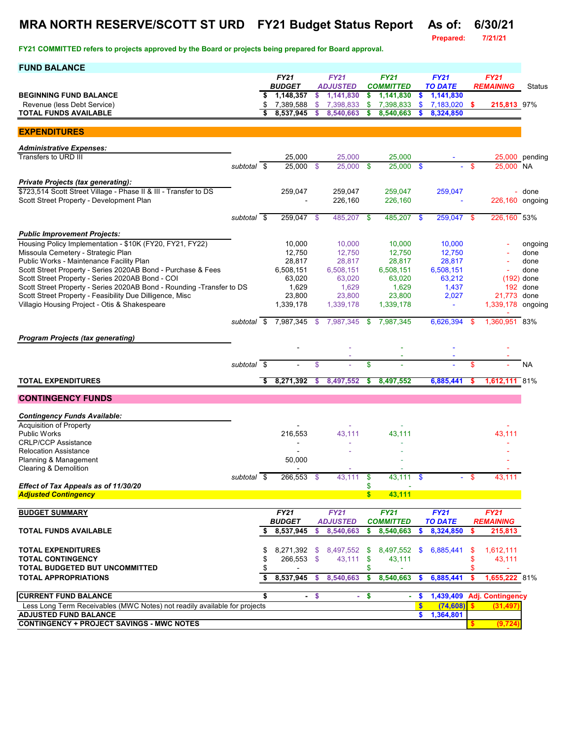# MRA NORTH RESERVE/SCOTT ST URD FY21 Budget Status Report As of: 6/30/21

**Prepared: 7/21/21**

**FY21 COMMITTED refers to projects approved by the Board or projects being prepared for Board approval.**

## FUND BALANCE

| | FY21 BUDGET | FY21 ADJUSTED | FY21 COMMITTED | FY21 TO DATE | FY21 REMAINING | Status |
|---|---|---|---|---|---|---|
| **BEGINNING FUND BALANCE** | $ 1,148,357 | $ 1,141,830 | $ 1,141,830 | $ 1,141,830 | | |
| Revenue (less Debt Service) | $ 7,389,588 | $ 7,398,833 | $ 7,398,833 | $ 7,183,020 | $ 215,813 | 97% |
| **TOTAL FUNDS AVAILABLE** | $ 8,537,945 | $ 8,540,663 | $ 8,540,663 | $ 8,324,850 | | |

## EXPENDITURES

| | FY21 BUDGET | FY21 ADJUSTED | FY21 COMMITTED | FY21 TO DATE | FY21 REMAINING | Status |
|---|---|---|---|---|---|---|
| ***Administrative Expenses:*** | | | | | | |
| Transfers to URD III | 25,000 | 25,000 | 25,000 | - | 25,000 | pending |
| *subtotal* | $ 25,000 | $ 25,000 | $ 25,000 | $ - | $ 25,000 | NA |
| ***Private Projects (tax generating):*** | | | | | | |
| $723,514 Scott Street Village - Phase II & III - Transfer to DS | 259,047 | 259,047 | 259,047 | 259,047 | - | done |
| Scott Street Property - Development Plan | - | 226,160 | 226,160 | - | 226,160 | ongoing |
| *subtotal* | $ 259,047 | $ 485,207 | $ 485,207 | $ 259,047 | $ 226,160 | 53% |
| ***Public Improvement Projects:*** | | | | | | |
| Housing Policy Implementation - $10K (FY20, FY21, FY22) | 10,000 | 10,000 | 10,000 | 10,000 | - | ongoing |
| Missoula Cemetery - Strategic Plan | 12,750 | 12,750 | 12,750 | 12,750 | - | done |
| Public Works - Maintenance Facility Plan | 28,817 | 28,817 | 28,817 | 28,817 | - | done |
| Scott Street Property - Series 2020AB Bond - Purchase & Fees | 6,508,151 | 6,508,151 | 6,508,151 | 6,508,151 | - | done |
| Scott Street Property - Series 2020AB Bond - COI | 63,020 | 63,020 | 63,020 | 63,212 | (192) | done |
| Scott Street Property - Series 2020AB Bond - Rounding -Transfer to DS | 1,629 | 1,629 | 1,629 | 1,437 | 192 | done |
| Scott Street Property - Feasibility Due Dilligence, Misc | 23,800 | 23,800 | 23,800 | 2,027 | 21,773 | done |
| Villagio Housing Project - Otis & Shakespeare | 1,339,178 | 1,339,178 | 1,339,178 | - | 1,339,178 | ongoing |
| *subtotal* | $ 7,987,345 | $ 7,987,345 | $ 7,987,345 | 6,626,394 | $ 1,360,951 | 83% |
| ***Program Projects (tax generating)*** | | | | | | |
| | - | - | - | - | - | |
| | | - | - | - | - | |
| *subtotal* | $ - | $ - | $ - | - | $ - | NA |
| **TOTAL EXPENDITURES** | $ 8,271,392 | $ 8,497,552 | $ 8,497,552 | 6,885,441 | $ 1,612,111 | 81% |

## CONTINGENCY FUNDS

| | FY21 BUDGET | FY21 ADJUSTED | FY21 COMMITTED | FY21 TO DATE | FY21 REMAINING |
|---|---|---|---|---|---|
| ***Contingency Funds Available:*** | | | | | |
| Acquisition of Property | - | - | - | | - |
| Public Works | 216,553 | 43,111 | 43,111 | | 43,111 |
| CRLP/CCP Assistance | - | - | - | | - |
| Relocation Assistance | - | - | - | | - |
| Planning & Management | 50,000 | | - | | - |
| Clearing & Demolition | - | - | - | | - |
| *subtotal* | $ 266,553 | $ 43,111 | $ 43,111 | $ - | $ 43,111 |
| ***Effect of Tax Appeals as of 11/30/20*** | | | $ - | | |
| ***Adjusted Contingency*** | | | $ 43,111 | | |

## BUDGET SUMMARY

| | FY21 BUDGET | FY21 ADJUSTED | FY21 COMMITTED | FY21 TO DATE | FY21 REMAINING | |
|---|---|---|---|---|---|---|
| **TOTAL FUNDS AVAILABLE** | $ 8,537,945 | $ 8,540,663 | $ 8,540,663 | $ 8,324,850 | $ 215,813 | |
| **TOTAL EXPENDITURES** | $ 8,271,392 | $ 8,497,552 | $ 8,497,552 | $ 6,885,441 | $ 1,612,111 | |
| **TOTAL CONTINGENCY** | $ 266,553 | $ 43,111 | $ 43,111 | | $ 43,111 | |
| **TOTAL BUDGETED BUT UNCOMMITTED** | $ - | | $ - | | $ - | |
| **TOTAL APPROPRIATIONS** | $ 8,537,945 | $ 8,540,663 | $ 8,540,663 | $ 6,885,441 | $ 1,655,222 | 81% |

| | | | | | |
|---|---|---|---|---|---|
| **CURRENT FUND BALANCE** | $ - | $ - | $ - | $ 1,439,409 | Adj. Contingency |
| Less Long Term Receivables (MWC Notes) not readily available for projects | | | | $ (74,608) | $ (31,497) |
| **ADJUSTED FUND BALANCE** | | | | $ 1,364,801 | |
| **CONTINGENCY + PROJECT SAVINGS - MWC NOTES** | | | | | $ (9,724) |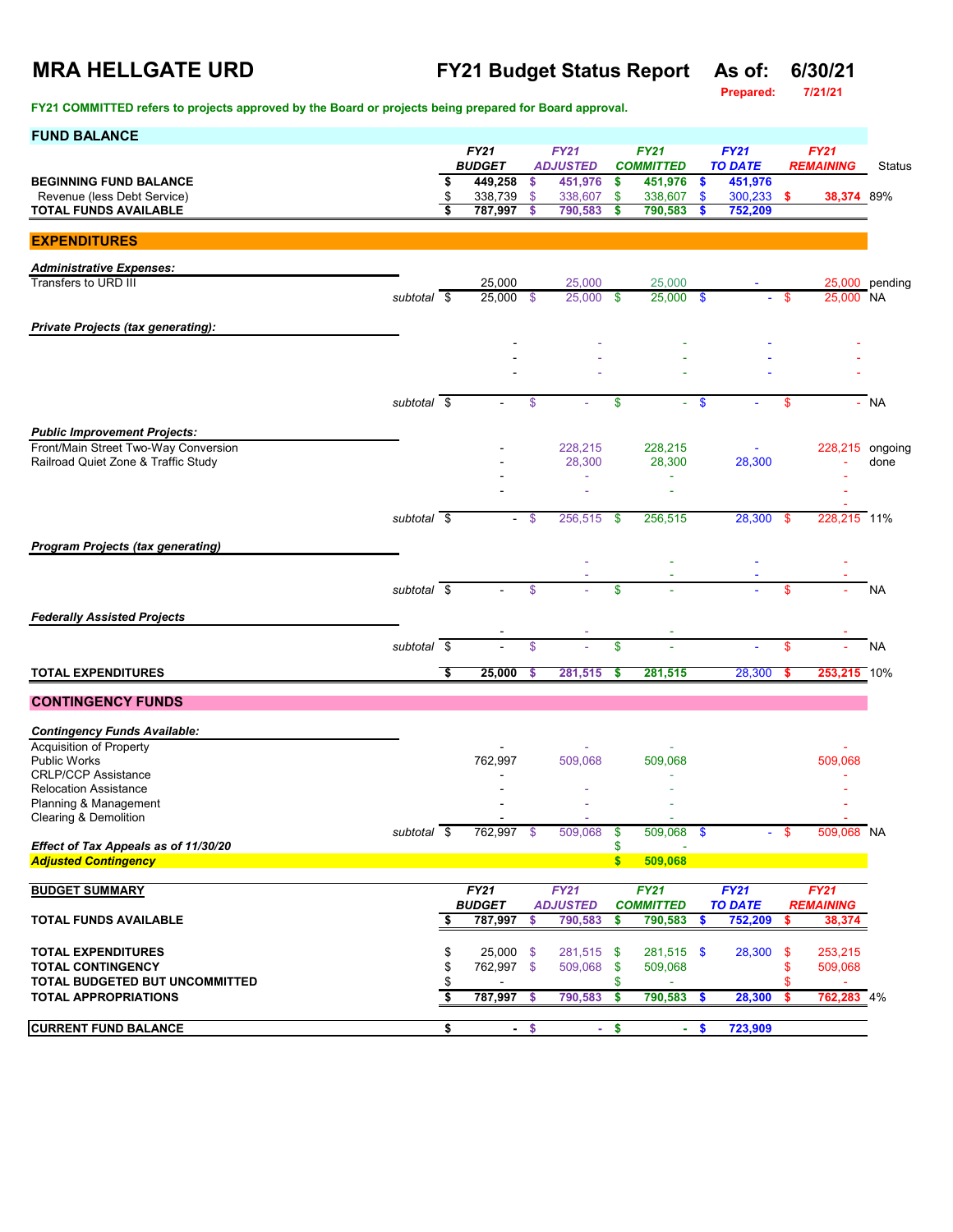# MRA HELLGATE URD

## FY21 Budget Status Report — As of: 6/30/21

**Prepared: 7/21/21**

**FY21 COMMITTED refers to projects approved by the Board or projects being prepared for Board approval.**

## FUND BALANCE

| | FY21 BUDGET | FY21 ADJUSTED | FY21 COMMITTED | FY21 TO DATE | FY21 REMAINING | Status |
|---|---|---|---|---|---|---|
| **BEGINNING FUND BALANCE** | **$ 449,258** | **$ 451,976** | **$ 451,976** | **$ 451,976** | | |
| Revenue (less Debt Service) | $ 338,739 | $ 338,607 | $ 338,607 | $ 300,233 | **$ 38,374** | 89% |
| **TOTAL FUNDS AVAILABLE** | **$ 787,997** | **$ 790,583** | **$ 790,583** | **$ 752,209** | | |

## EXPENDITURES

| | FY21 BUDGET | FY21 ADJUSTED | FY21 COMMITTED | FY21 TO DATE | FY21 REMAINING | Status |
|---|---|---|---|---|---|---|
| ***Administrative Expenses:*** | | | | | | |
| Transfers to URD III | 25,000 | 25,000 | 25,000 | - | 25,000 | pending |
| *subtotal* | $ 25,000 | $ 25,000 | $ 25,000 | $ - | $ 25,000 | NA |
| ***Private Projects (tax generating):*** | | | | | | |
| | - | - | - | - | - | |
| | - | - | - | - | - | |
| | - | - | - | - | - | |
| *subtotal* | $ - | $ - | $ - | $ - | $ - | NA |
| ***Public Improvement Projects:*** | | | | | | |
| Front/Main Street Two-Way Conversion | - | 228,215 | 228,215 | - | 228,215 | ongoing |
| Railroad Quiet Zone & Traffic Study | - | 28,300 | 28,300 | 28,300 | - | done |
| | - | - | - | | - | |
| | - | - | - | | - | |
| | | | | | - | |
| *subtotal* | $ - | $ 256,515 | $ 256,515 | 28,300 | $ 228,215 | 11% |
| ***Program Projects (tax generating)*** | | | | | | |
| | | - | - | - | - | |
| | | - | - | - | - | |
| *subtotal* | $ - | $ - | $ - | - | $ - | NA |
| ***Federally Assisted Projects*** | | | | | | |
| | - | - | - | | - | |
| *subtotal* | $ - | $ - | $ - | - | $ - | NA |
| **TOTAL EXPENDITURES** | **$ 25,000** | **$ 281,515** | **$ 281,515** | 28,300 | **$ 253,215** | 10% |

## CONTINGENCY FUNDS

| | FY21 BUDGET | FY21 ADJUSTED | FY21 COMMITTED | FY21 TO DATE | FY21 REMAINING | Status |
|---|---|---|---|---|---|---|
| ***Contingency Funds Available:*** | | | | | | |
| Acquisition of Property | - | - | - | | - | |
| Public Works | 762,997 | 509,068 | 509,068 | | 509,068 | |
| CRLP/CCP Assistance | - | | - | | - | |
| Relocation Assistance | - | - | - | | - | |
| Planning & Management | - | - | - | | - | |
| Clearing & Demolition | - | - | - | | - | |
| *subtotal* | $ 762,997 | $ 509,068 | $ 509,068 | $ - | $ 509,068 | NA |
| ***Effect of Tax Appeals as of 11/30/20*** | | | $ - | | | |
| ***Adjusted Contingency*** | | | **$ 509,068** | | | |

| **BUDGET SUMMARY** | FY21 BUDGET | FY21 ADJUSTED | FY21 COMMITTED | FY21 TO DATE | FY21 REMAINING | |
|---|---|---|---|---|---|---|
| **TOTAL FUNDS AVAILABLE** | **$ 787,997** | **$ 790,583** | **$ 790,583** | **$ 752,209** | **$ 38,374** | |
| **TOTAL EXPENDITURES** | $ 25,000 | $ 281,515 | $ 281,515 | $ 28,300 | $ 253,215 | |
| **TOTAL CONTINGENCY** | $ 762,997 | $ 509,068 | $ 509,068 | | $ 509,068 | |
| **TOTAL BUDGETED BUT UNCOMMITTED** | $ - | | $ - | | $ - | |
| **TOTAL APPROPRIATIONS** | **$ 787,997** | **$ 790,583** | **$ 790,583** | **$ 28,300** | **$ 762,283** | 4% |
| **CURRENT FUND BALANCE** | **$ -** | **$ -** | **$ -** | **$ 723,909** | | |